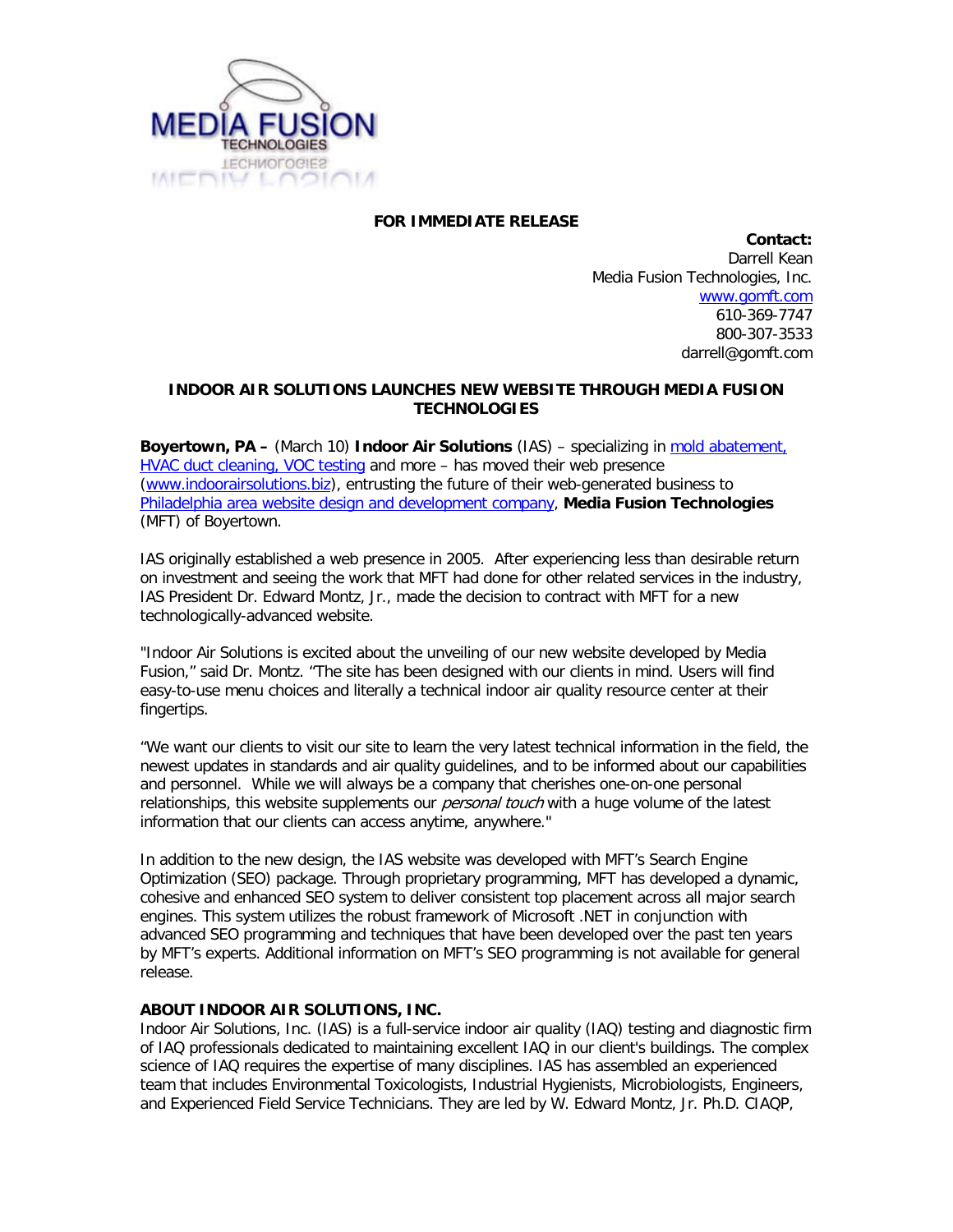**FOR IMMEDIATE RELEASE**

**Contact:**
Darrell Kean
Media Fusion Technologies, Inc.
www.gomft.com
610-369-7747
800-307-3533
darrell@gomft.com

## INDOOR AIR SOLUTIONS LAUNCHES NEW WEBSITE THROUGH MEDIA FUSION TECHNOLOGIES

**Boyertown, PA –** (March 10) **Indoor Air Solutions** (IAS) – specializing in mold abatement, HVAC duct cleaning, VOC testing and more – has moved their web presence (www.indoorairsolutions.biz), entrusting the future of their web-generated business to Philadelphia area website design and development company, **Media Fusion Technologies** (MFT) of Boyertown.

IAS originally established a web presence in 2005. After experiencing less than desirable return on investment and seeing the work that MFT had done for other related services in the industry, IAS President Dr. Edward Montz, Jr., made the decision to contract with MFT for a new technologically-advanced website.

"Indoor Air Solutions is excited about the unveiling of our new website developed by Media Fusion," said Dr. Montz. "The site has been designed with our clients in mind. Users will find easy-to-use menu choices and literally a technical indoor air quality resource center at their fingertips.

"We want our clients to visit our site to learn the very latest technical information in the field, the newest updates in standards and air quality guidelines, and to be informed about our capabilities and personnel. While we will always be a company that cherishes one-on-one personal relationships, this website supplements our *personal touch* with a huge volume of the latest information that our clients can access anytime, anywhere."

In addition to the new design, the IAS website was developed with MFT's Search Engine Optimization (SEO) package. Through proprietary programming, MFT has developed a dynamic, cohesive and enhanced SEO system to deliver consistent top placement across all major search engines. This system utilizes the robust framework of Microsoft .NET in conjunction with advanced SEO programming and techniques that have been developed over the past ten years by MFT's experts. Additional information on MFT's SEO programming is not available for general release.

**ABOUT INDOOR AIR SOLUTIONS, INC.**
Indoor Air Solutions, Inc. (IAS) is a full-service indoor air quality (IAQ) testing and diagnostic firm of IAQ professionals dedicated to maintaining excellent IAQ in our client's buildings. The complex science of IAQ requires the expertise of many disciplines. IAS has assembled an experienced team that includes Environmental Toxicologists, Industrial Hygienists, Microbiologists, Engineers, and Experienced Field Service Technicians. They are led by W. Edward Montz, Jr. Ph.D. CIAQP,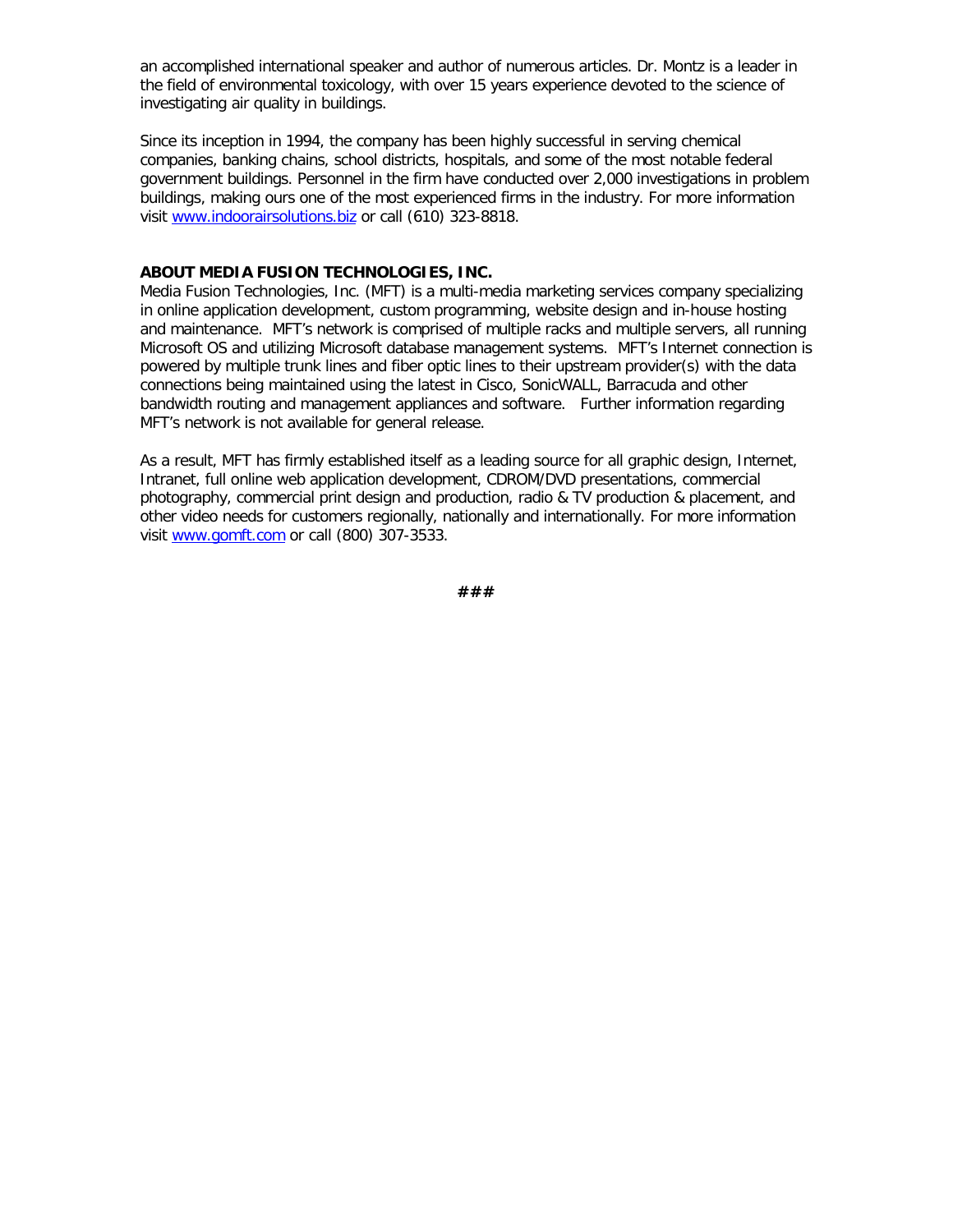an accomplished international speaker and author of numerous articles. Dr. Montz is a leader in the field of environmental toxicology, with over 15 years experience devoted to the science of investigating air quality in buildings.

Since its inception in 1994, the company has been highly successful in serving chemical companies, banking chains, school districts, hospitals, and some of the most notable federal government buildings. Personnel in the firm have conducted over 2,000 investigations in problem buildings, making ours one of the most experienced firms in the industry. For more information visit [www.indoorairsolutions.biz](http://www.indoorairsolutions.biz) or call (610) 323-8818.

**ABOUT MEDIA FUSION TECHNOLOGIES, INC.**

Media Fusion Technologies, Inc. (MFT) is a multi-media marketing services company specializing in online application development, custom programming, website design and in-house hosting and maintenance. MFT's network is comprised of multiple racks and multiple servers, all running Microsoft OS and utilizing Microsoft database management systems. MFT's Internet connection is powered by multiple trunk lines and fiber optic lines to their upstream provider(s) with the data connections being maintained using the latest in Cisco, SonicWALL, Barracuda and other bandwidth routing and management appliances and software. Further information regarding MFT's network is not available for general release.

As a result, MFT has firmly established itself as a leading source for all graphic design, Internet, Intranet, full online web application development, CDROM/DVD presentations, commercial photography, commercial print design and production, radio & TV production & placement, and other video needs for customers regionally, nationally and internationally. For more information visit [www.gomft.com](http://www.gomft.com) or call (800) 307-3533.

###